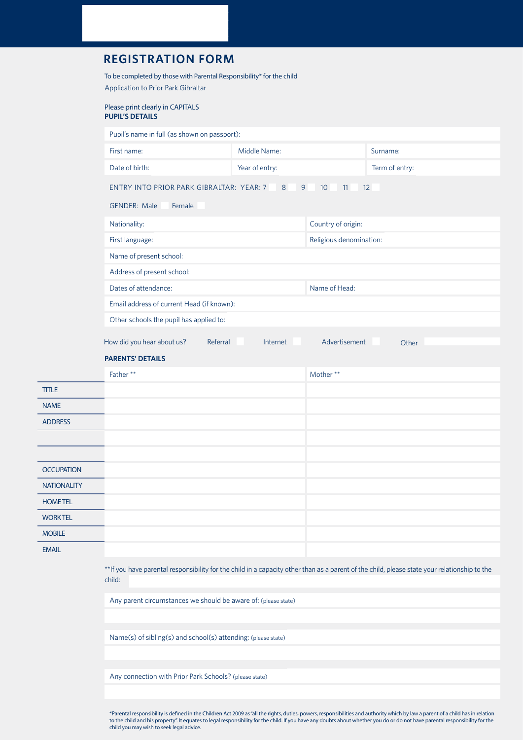# REGISTRATION FORM

To be completed by those with Parental Responsibility* for the child

Application to Prior Park Gibraltar

Please print clearly in CAPITALS

**PUPIL'S DETAILS**

| | | |
|---|---|---|
| Pupil's name in full (as shown on passport): | | |
| First name: | Middle Name: | Surname: |
| Date of birth: | Year of entry: | Term of entry: |

ENTRY INTO PRIOR PARK GIBRALTAR: YEAR: 7 ☐ 8 ☐ 9 ☐ 10 ☐ 11 ☐ 12 ☐

GENDER: Male ☐ Female ☐

| | |
|---|---|
| Nationality: | Country of origin: |
| First language: | Religious denomination: |
| Name of present school: | |
| Address of present school: | |
| Dates of attendance: | Name of Head: |
| Email address of current Head (if known): | |
| Other schools the pupil has applied to: | |

How did you hear about us? Referral ☐ Internet ☐ Advertisement ☐ Other

**PARENTS' DETAILS**

| | Father ** | Mother ** |
|---|---|---|
| TITLE | | |
| NAME | | |
| ADDRESS | | |
| | | |
| | | |
| OCCUPATION | | |
| NATIONALITY | | |
| HOME TEL | | |
| WORK TEL | | |
| MOBILE | | |
| EMAIL | | |

**If you have parental responsibility for the child in a capacity other than as a parent of the child, please state your relationship to the child:

Any parent circumstances we should be aware of: (please state)

Name(s) of sibling(s) and school(s) attending: (please state)

Any connection with Prior Park Schools? (please state)

*Parental responsibility is defined in the Children Act 2009 as "all the rights, duties, powers, responsibilities and authority which by law a parent of a child has in relation to the child and his property". It equates to legal responsibility for the child. If you have any doubts about whether you do or do not have parental responsibility for the child you may wish to seek legal advice.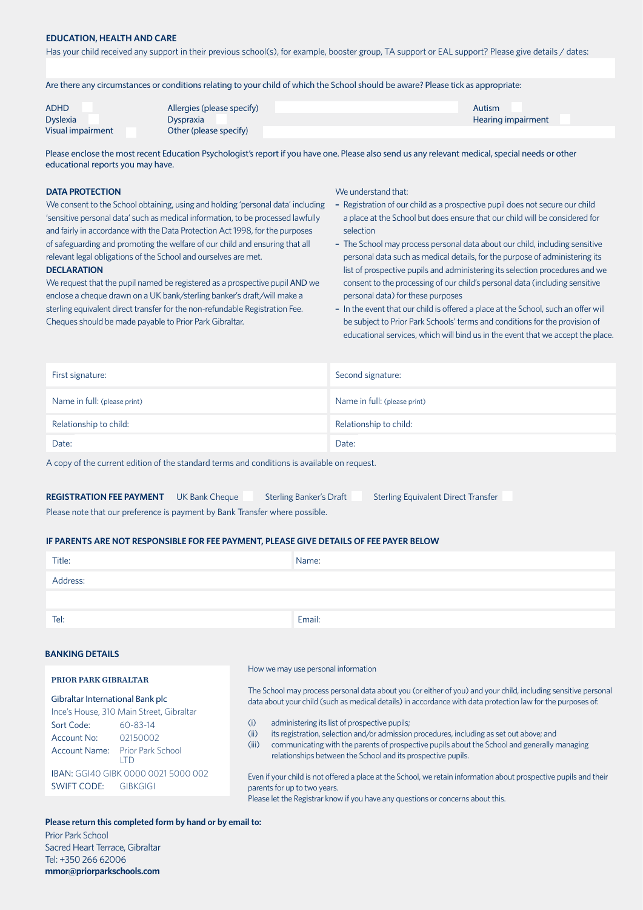## EDUCATION, HEALTH AND CARE

Has your child received any support in their previous school(s), for example, booster group, TA support or EAL support? Please give details / dates:

Are there any circumstances or conditions relating to your child of which the School should be aware? Please tick as appropriate:

| | | | |
|---|---|---|---|
| ADHD | Allergies (please specify) | | Autism |
| Dyslexia | Dyspraxia | | Hearing impairment |
| Visual impairment | Other (please specify) | | |

Please enclose the most recent Education Psychologist's report if you have one. Please also send us any relevant medical, special needs or other educational reports you may have.

## DATA PROTECTION

We consent to the School obtaining, using and holding 'personal data' including 'sensitive personal data' such as medical information, to be processed lawfully and fairly in accordance with the Data Protection Act 1998, for the purposes of safeguarding and promoting the welfare of our child and ensuring that all relevant legal obligations of the School and ourselves are met.

## DECLARATION

We request that the pupil named be registered as a prospective pupil AND we enclose a cheque drawn on a UK bank/sterling banker's draft/will make a sterling equivalent direct transfer for the non-refundable Registration Fee. Cheques should be made payable to Prior Park Gibraltar.

We understand that:

- Registration of our child as a prospective pupil does not secure our child a place at the School but does ensure that our child will be considered for selection
- The School may process personal data about our child, including sensitive personal data such as medical details, for the purpose of administering its list of prospective pupils and administering its selection procedures and we consent to the processing of our child's personal data (including sensitive personal data) for these purposes
- In the event that our child is offered a place at the School, such an offer will be subject to Prior Park Schools' terms and conditions for the provision of educational services, which will bind us in the event that we accept the place.

| | |
|---|---|
| First signature: | Second signature: |
| Name in full: (please print) | Name in full: (please print) |
| Relationship to child: | Relationship to child: |
| Date: | Date: |

A copy of the current edition of the standard terms and conditions is available on request.

**REGISTRATION FEE PAYMENT** UK Bank Cheque ☐ Sterling Banker's Draft ☐ Sterling Equivalent Direct Transfer ☐

Please note that our preference is payment by Bank Transfer where possible.

## IF PARENTS ARE NOT RESPONSIBLE FOR FEE PAYMENT, PLEASE GIVE DETAILS OF FEE PAYER BELOW

| | |
|---|---|
| Title: | Name: |
| Address: | |
| | |
| Tel: | Email: |

## BANKING DETAILS

**PRIOR PARK GIBRALTAR**

Gibraltar International Bank plc
Ince's House, 310 Main Street, Gibraltar

| | |
|---|---|
| Sort Code: | 60-83-14 |
| Account No: | 02150002 |
| Account Name: | Prior Park School LTD |

IBAN: GGI40 GIBK 0000 0021 5000 002
SWIFT CODE: GIBKGIGI

How we may use personal information

The School may process personal data about you (or either of you) and your child, including sensitive personal data about your child (such as medical details) in accordance with data protection law for the purposes of:

(i) administering its list of prospective pupils;
(ii) its registration, selection and/or admission procedures, including as set out above; and
(iii) communicating with the parents of prospective pupils about the School and generally managing relationships between the School and its prospective pupils.

Even if your child is not offered a place at the School, we retain information about prospective pupils and their parents for up to two years.
Please let the Registrar know if you have any questions or concerns about this.

**Please return this completed form by hand or by email to:**
Prior Park School
Sacred Heart Terrace, Gibraltar
Tel: +350 266 62006
**mmor@priorparkschools.com**